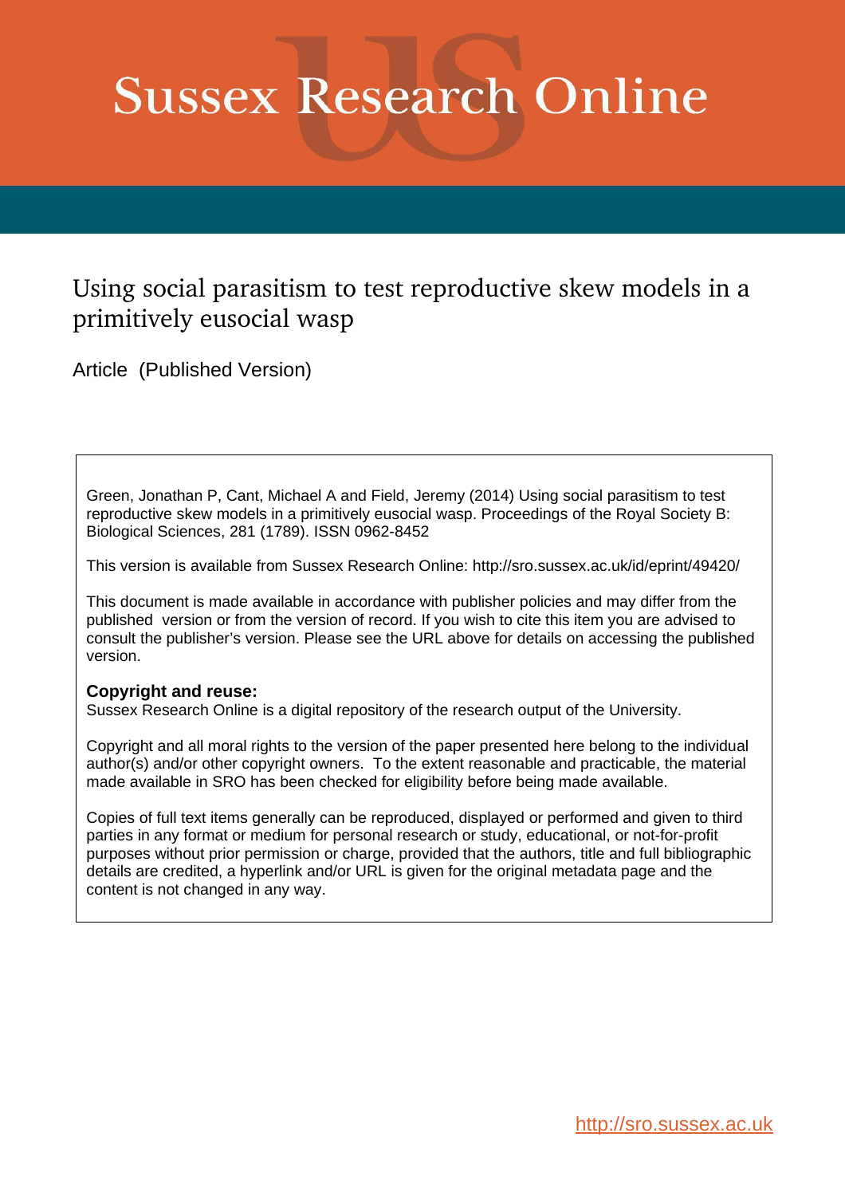# Sussex Research Online

## Using social parasitism to test reproductive skew models in a primitively eusocial wasp

Article (Published Version)

Green, Jonathan P, Cant, Michael A and Field, Jeremy (2014) Using social parasitism to test reproductive skew models in a primitively eusocial wasp. Proceedings of the Royal Society B: Biological Sciences, 281 (1789). ISSN 0962-8452

This version is available from Sussex Research Online: http://sro.sussex.ac.uk/id/eprint/49420/

This document is made available in accordance with publisher policies and may differ from the published version or from the version of record. If you wish to cite this item you are advised to consult the publisher's version. Please see the URL above for details on accessing the published version.

**Copyright and reuse:**
Sussex Research Online is a digital repository of the research output of the University.

Copyright and all moral rights to the version of the paper presented here belong to the individual author(s) and/or other copyright owners. To the extent reasonable and practicable, the material made available in SRO has been checked for eligibility before being made available.

Copies of full text items generally can be reproduced, displayed or performed and given to third parties in any format or medium for personal research or study, educational, or not-for-profit purposes without prior permission or charge, provided that the authors, title and full bibliographic details are credited, a hyperlink and/or URL is given for the original metadata page and the content is not changed in any way.

http://sro.sussex.ac.uk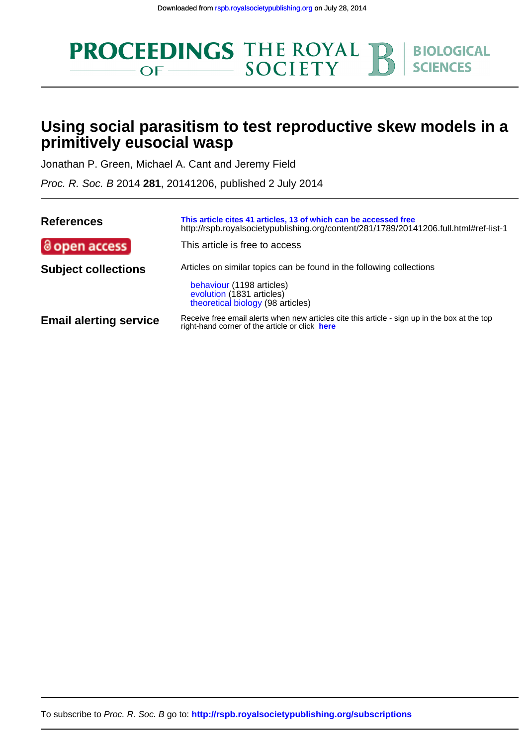# Using social parasitism to test reproductive skew models in a primitively eusocial wasp

Jonathan P. Green, Michael A. Cant and Jeremy Field

*Proc. R. Soc. B* 2014 **281**, 20141206, published 2 July 2014

| | |
|---|---|
| **References** | This article cites 41 articles, 13 of which can be accessed free<br>http://rspb.royalsocietypublishing.org/content/281/1789/20141206.full.html#ref-list-1 |
| open access | This article is free to access |
| **Subject collections** | Articles on similar topics can be found in the following collections<br><br>behaviour (1198 articles)<br>evolution (1831 articles)<br>theoretical biology (98 articles) |
| **Email alerting service** | Receive free email alerts when new articles cite this article - sign up in the box at the top right-hand corner of the article or click here |

To subscribe to *Proc. R. Soc. B* go to: **http://rspb.royalsocietypublishing.org/subscriptions**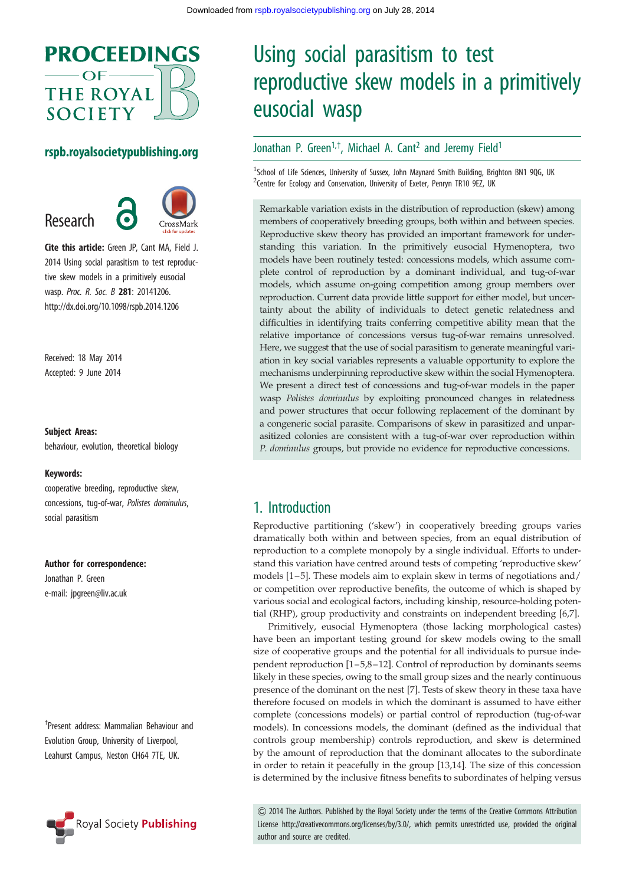# Using social parasitism to test reproductive skew models in a primitively eusocial wasp

Jonathan P. Green[1,†], Michael A. Cant[2] and Jeremy Field[1]

[1]School of Life Sciences, University of Sussex, John Maynard Smith Building, Brighton BN1 9QG, UK
[2]Centre for Ecology and Conservation, University of Exeter, Penryn TR10 9EZ, UK

**Research**

**Cite this article:** Green JP, Cant MA, Field J. 2014 Using social parasitism to test reproductive skew models in a primitively eusocial wasp. *Proc. R. Soc. B* **281**: 20141206. http://dx.doi.org/10.1098/rspb.2014.1206

Received: 18 May 2014
Accepted: 9 June 2014

**Subject Areas:**
behaviour, evolution, theoretical biology

**Keywords:**
cooperative breeding, reproductive skew, concessions, tug-of-war, *Polistes dominulus*, social parasitism

**Author for correspondence:**
Jonathan P. Green
e-mail: jpgreen@liv.ac.uk

†Present address: Mammalian Behaviour and Evolution Group, University of Liverpool, Leahurst Campus, Neston CH64 7TE, UK.

Remarkable variation exists in the distribution of reproduction (skew) among members of cooperatively breeding groups, both within and between species. Reproductive skew theory has provided an important framework for understanding this variation. In the primitively eusocial Hymenoptera, two models have been routinely tested: concessions models, which assume complete control of reproduction by a dominant individual, and tug-of-war models, which assume on-going competition among group members over reproduction. Current data provide little support for either model, but uncertainty about the ability of individuals to detect genetic relatedness and difficulties in identifying traits conferring competitive ability mean that the relative importance of concessions versus tug-of-war remains unresolved. Here, we suggest that the use of social parasitism to generate meaningful variation in key social variables represents a valuable opportunity to explore the mechanisms underpinning reproductive skew within the social Hymenoptera. We present a direct test of concessions and tug-of-war models in the paper wasp *Polistes dominulus* by exploiting pronounced changes in relatedness and power structures that occur following replacement of the dominant by a congeneric social parasite. Comparisons of skew in parasitized and unparasitized colonies are consistent with a tug-of-war over reproduction within *P. dominulus* groups, but provide no evidence for reproductive concessions.

## 1. Introduction

Reproductive partitioning ('skew') in cooperatively breeding groups varies dramatically both within and between species, from an equal distribution of reproduction to a complete monopoly by a single individual. Efforts to understand this variation have centred around tests of competing 'reproductive skew' models [1–5]. These models aim to explain skew in terms of negotiations and/or competition over reproductive benefits, the outcome of which is shaped by various social and ecological factors, including kinship, resource-holding potential (RHP), group productivity and constraints on independent breeding [6,7].

Primitively, eusocial Hymenoptera (those lacking morphological castes) have been an important testing ground for skew models owing to the small size of cooperative groups and the potential for all individuals to pursue independent reproduction [1–5,8–12]. Control of reproduction by dominants seems likely in these species, owing to the small group sizes and the nearly continuous presence of the dominant on the nest [7]. Tests of skew theory in these taxa have therefore focused on models in which the dominant is assumed to have either complete (concessions models) or partial control of reproduction (tug-of-war models). In concessions models, the dominant (defined as the individual that controls group membership) controls reproduction, and skew is determined by the amount of reproduction that the dominant allocates to the subordinate in order to retain it peacefully in the group [13,14]. The size of this concession is determined by the inclusive fitness benefits to subordinates of helping versus

© 2014 The Authors. Published by the Royal Society under the terms of the Creative Commons Attribution License http://creativecommons.org/licenses/by/3.0/, which permits unrestricted use, provided the original author and source are credited.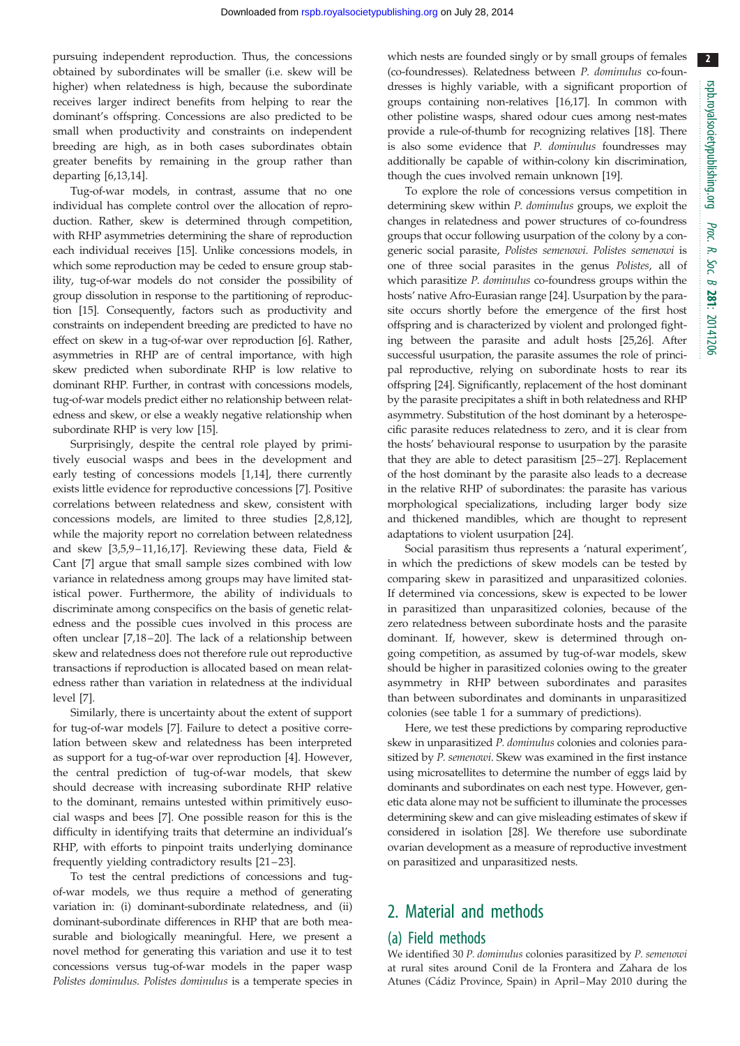pursuing independent reproduction. Thus, the concessions obtained by subordinates will be smaller (i.e. skew will be higher) when relatedness is high, because the subordinate receives larger indirect benefits from helping to rear the dominant's offspring. Concessions are also predicted to be small when productivity and constraints on independent breeding are high, as in both cases subordinates obtain greater benefits by remaining in the group rather than departing [6,13,14].

Tug-of-war models, in contrast, assume that no one individual has complete control over the allocation of reproduction. Rather, skew is determined through competition, with RHP asymmetries determining the share of reproduction each individual receives [15]. Unlike concessions models, in which some reproduction may be ceded to ensure group stability, tug-of-war models do not consider the possibility of group dissolution in response to the partitioning of reproduction [15]. Consequently, factors such as productivity and constraints on independent breeding are predicted to have no effect on skew in a tug-of-war over reproduction [6]. Rather, asymmetries in RHP are of central importance, with high skew predicted when subordinate RHP is low relative to dominant RHP. Further, in contrast with concessions models, tug-of-war models predict either no relationship between relatedness and skew, or else a weakly negative relationship when subordinate RHP is very low [15].

Surprisingly, despite the central role played by primitively eusocial wasps and bees in the development and early testing of concessions models [1,14], there currently exists little evidence for reproductive concessions [7]. Positive correlations between relatedness and skew, consistent with concessions models, are limited to three studies [2,8,12], while the majority report no correlation between relatedness and skew [3,5,9–11,16,17]. Reviewing these data, Field & Cant [7] argue that small sample sizes combined with low variance in relatedness among groups may have limited statistical power. Furthermore, the ability of individuals to discriminate among conspecifics on the basis of genetic relatedness and the possible cues involved in this process are often unclear [7,18–20]. The lack of a relationship between skew and relatedness does not therefore rule out reproductive transactions if reproduction is allocated based on mean relatedness rather than variation in relatedness at the individual level [7].

Similarly, there is uncertainty about the extent of support for tug-of-war models [7]. Failure to detect a positive correlation between skew and relatedness has been interpreted as support for a tug-of-war over reproduction [4]. However, the central prediction of tug-of-war models, that skew should decrease with increasing subordinate RHP relative to the dominant, remains untested within primitively eusocial wasps and bees [7]. One possible reason for this is the difficulty in identifying traits that determine an individual's RHP, with efforts to pinpoint traits underlying dominance frequently yielding contradictory results [21–23].

To test the central predictions of concessions and tug-of-war models, we thus require a method of generating variation in: (i) dominant-subordinate relatedness, and (ii) dominant-subordinate differences in RHP that are both measurable and biologically meaningful. Here, we present a novel method for generating this variation and use it to test concessions versus tug-of-war models in the paper wasp *Polistes dominulus*. *Polistes dominulus* is a temperate species in which nests are founded singly or by small groups of females (co-foundresses). Relatedness between *P. dominulus* co-foundresses is highly variable, with a significant proportion of groups containing non-relatives [16,17]. In common with other polistine wasps, shared odour cues among nest-mates provide a rule-of-thumb for recognizing relatives [18]. There is also some evidence that *P. dominulus* foundresses may additionally be capable of within-colony kin discrimination, though the cues involved remain unknown [19].

To explore the role of concessions versus competition in determining skew within *P. dominulus* groups, we exploit the changes in relatedness and power structures of co-foundress groups that occur following usurpation of the colony by a congeneric social parasite, *Polistes semenowi*. *Polistes semenowi* is one of three social parasites in the genus *Polistes*, all of which parasitize *P. dominulus* co-foundress groups within the hosts' native Afro-Eurasian range [24]. Usurpation by the parasite occurs shortly before the emergence of the first host offspring and is characterized by violent and prolonged fighting between the parasite and adult hosts [25,26]. After successful usurpation, the parasite assumes the role of principal reproductive, relying on subordinate hosts to rear its offspring [24]. Significantly, replacement of the host dominant by the parasite precipitates a shift in both relatedness and RHP asymmetry. Substitution of the host dominant by a heterospecific parasite reduces relatedness to zero, and it is clear from the hosts' behavioural response to usurpation by the parasite that they are able to detect parasitism [25–27]. Replacement of the host dominant by the parasite also leads to a decrease in the relative RHP of subordinates: the parasite has various morphological specializations, including larger body size and thickened mandibles, which are thought to represent adaptations to violent usurpation [24].

Social parasitism thus represents a 'natural experiment', in which the predictions of skew models can be tested by comparing skew in parasitized and unparasitized colonies. If determined via concessions, skew is expected to be lower in parasitized than unparasitized colonies, because of the zero relatedness between subordinate hosts and the parasite dominant. If, however, skew is determined through ongoing competition, as assumed by tug-of-war models, skew should be higher in parasitized colonies owing to the greater asymmetry in RHP between subordinates and parasites than between subordinates and dominants in unparasitized colonies (see table 1 for a summary of predictions).

Here, we test these predictions by comparing reproductive skew in unparasitized *P. dominulus* colonies and colonies parasitized by *P. semenowi*. Skew was examined in the first instance using microsatellites to determine the number of eggs laid by dominants and subordinates on each nest type. However, genetic data alone may not be sufficient to illuminate the processes determining skew and can give misleading estimates of skew if considered in isolation [28]. We therefore use subordinate ovarian development as a measure of reproductive investment on parasitized and unparasitized nests.

## 2. Material and methods

### (a) Field methods

We identified 30 *P. dominulus* colonies parasitized by *P. semenowi* at rural sites around Conil de la Frontera and Zahara de los Atunes (Cádiz Province, Spain) in April–May 2010 during the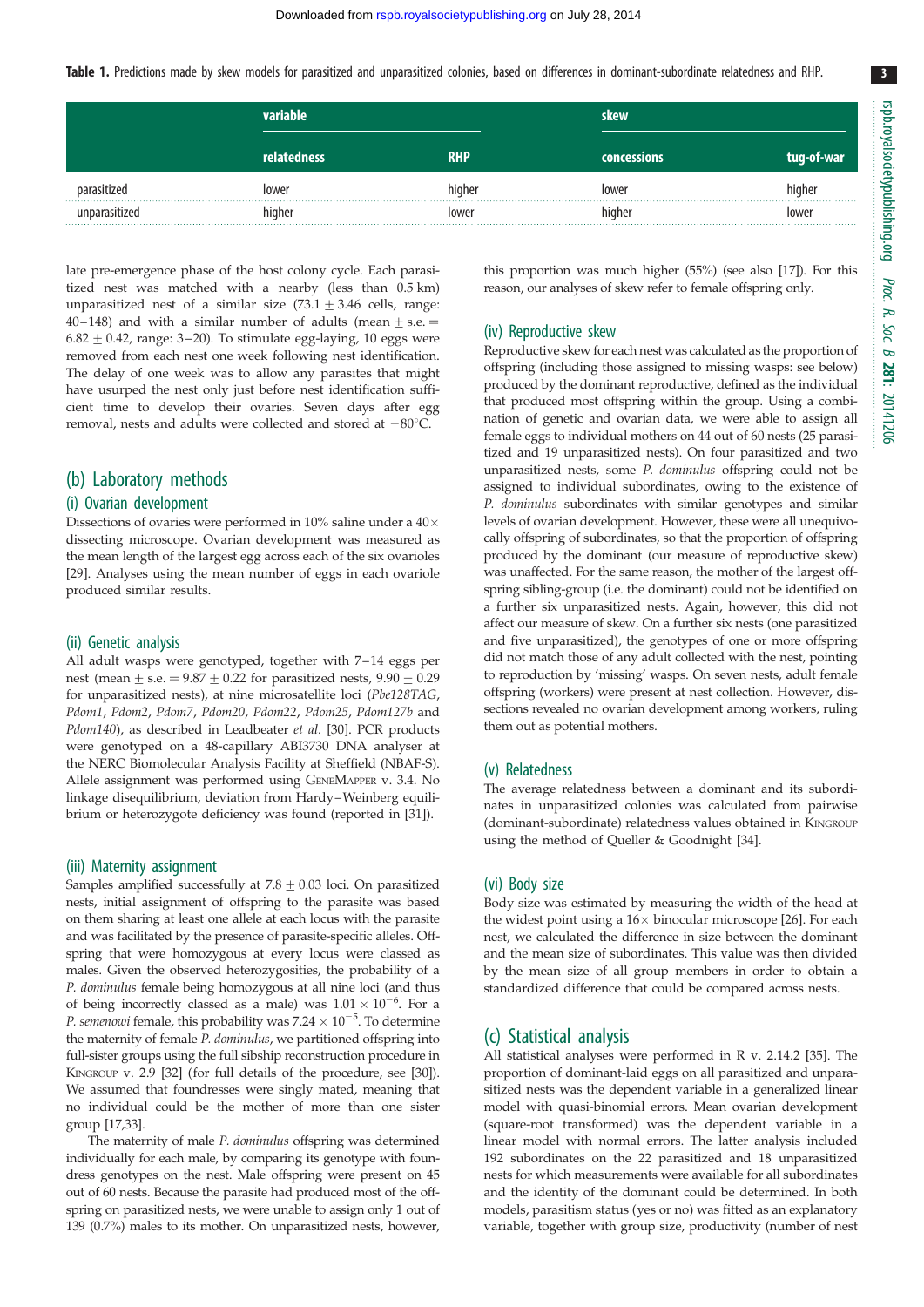**Table 1.** Predictions made by skew models for parasitized and unparasitized colonies, based on differences in dominant-subordinate relatedness and RHP.

| | variable | | skew | |
|---|---|---|---|---|
| | relatedness | RHP | concessions | tug-of-war |
| parasitized | lower | higher | lower | higher |
| unparasitized | higher | lower | higher | lower |

late pre-emergence phase of the host colony cycle. Each parasitized nest was matched with a nearby (less than 0.5 km) unparasitized nest of a similar size ($73.1 \pm 3.46$ cells, range: 40–148) and with a similar number of adults (mean $\pm$ s.e. $= 6.82 \pm 0.42$, range: 3–20). To stimulate egg-laying, 10 eggs were removed from each nest one week following nest identification. The delay of one week was to allow any parasites that might have usurped the nest only just before nest identification sufficient time to develop their ovaries. Seven days after egg removal, nests and adults were collected and stored at $-80^{\circ}$C.

## (b) Laboratory methods

### (i) Ovarian development

Dissections of ovaries were performed in 10% saline under a 40× dissecting microscope. Ovarian development was measured as the mean length of the largest egg across each of the six ovarioles [29]. Analyses using the mean number of eggs in each ovariole produced similar results.

### (ii) Genetic analysis

All adult wasps were genotyped, together with 7–14 eggs per nest (mean $\pm$ s.e. $= 9.87 \pm 0.22$ for parasitized nests, $9.90 \pm 0.29$ for unparasitized nests), at nine microsatellite loci (*Pbe128TAG*, *Pdom1*, *Pdom2*, *Pdom7*, *Pdom20*, *Pdom22*, *Pdom25*, *Pdom127b* and *Pdom140*), as described in Leadbeater *et al.* [30]. PCR products were genotyped on a 48-capillary ABI3730 DNA analyser at the NERC Biomolecular Analysis Facility at Sheffield (NBAF-S). Allele assignment was performed using GeneMapper v. 3.4. No linkage disequilibrium, deviation from Hardy–Weinberg equilibrium or heterozygote deficiency was found (reported in [31]).

### (iii) Maternity assignment

Samples amplified successfully at $7.8 \pm 0.03$ loci. On parasitized nests, initial assignment of offspring to the parasite was based on them sharing at least one allele at each locus with the parasite and was facilitated by the presence of parasite-specific alleles. Offspring that were homozygous at every locus were classed as males. Given the observed heterozygosities, the probability of a *P. dominulus* female being homozygous at all nine loci (and thus of being incorrectly classed as a male) was $1.01 \times 10^{-6}$. For a *P. semenowi* female, this probability was $7.24 \times 10^{-5}$. To determine the maternity of female *P. dominulus*, we partitioned offspring into full-sister groups using the full sibship reconstruction procedure in Kingroup v. 2.9 [32] (for full details of the procedure, see [30]). We assumed that foundresses were singly mated, meaning that no individual could be the mother of more than one sister group [17,33].

The maternity of male *P. dominulus* offspring was determined individually for each male, by comparing its genotype with foundress genotypes on the nest. Male offspring were present on 45 out of 60 nests. Because the parasite had produced most of the offspring on parasitized nests, we were unable to assign only 1 out of 139 (0.7%) males to its mother. On unparasitized nests, however, this proportion was much higher (55%) (see also [17]). For this reason, our analyses of skew refer to female offspring only.

### (iv) Reproductive skew

Reproductive skew for each nest was calculated as the proportion of offspring (including those assigned to missing wasps: see below) produced by the dominant reproductive, defined as the individual that produced most offspring within the group. Using a combination of genetic and ovarian data, we were able to assign all female eggs to individual mothers on 44 out of 60 nests (25 parasitized and 19 unparasitized nests). On four parasitized and two unparasitized nests, some *P. dominulus* offspring could not be assigned to individual subordinates, owing to the existence of *P. dominulus* subordinates with similar genotypes and similar levels of ovarian development. However, these were all unequivocally offspring of subordinates, so that the proportion of offspring produced by the dominant (our measure of reproductive skew) was unaffected. For the same reason, the mother of the largest offspring sibling-group (i.e. the dominant) could not be identified on a further six unparasitized nests. Again, however, this did not affect our measure of skew. On a further six nests (one parasitized and five unparasitized), the genotypes of one or more offspring did not match those of any adult collected with the nest, pointing to reproduction by 'missing' wasps. On seven nests, adult female offspring (workers) were present at nest collection. However, dissections revealed no ovarian development among workers, ruling them out as potential mothers.

### (v) Relatedness

The average relatedness between a dominant and its subordinates in unparasitized colonies was calculated from pairwise (dominant-subordinate) relatedness values obtained in Kingroup using the method of Queller & Goodnight [34].

### (vi) Body size

Body size was estimated by measuring the width of the head at the widest point using a 16× binocular microscope [26]. For each nest, we calculated the difference in size between the dominant and the mean size of subordinates. This value was then divided by the mean size of all group members in order to obtain a standardized difference that could be compared across nests.

## (c) Statistical analysis

All statistical analyses were performed in R v. 2.14.2 [35]. The proportion of dominant-laid eggs on all parasitized and unparasitized nests was the dependent variable in a generalized linear model with quasi-binomial errors. Mean ovarian development (square-root transformed) was the dependent variable in a linear model with normal errors. The latter analysis included 192 subordinates on the 22 parasitized and 18 unparasitized nests for which measurements were available for all subordinates and the identity of the dominant could be determined. In both models, parasitism status (yes or no) was fitted as an explanatory variable, together with group size, productivity (number of nest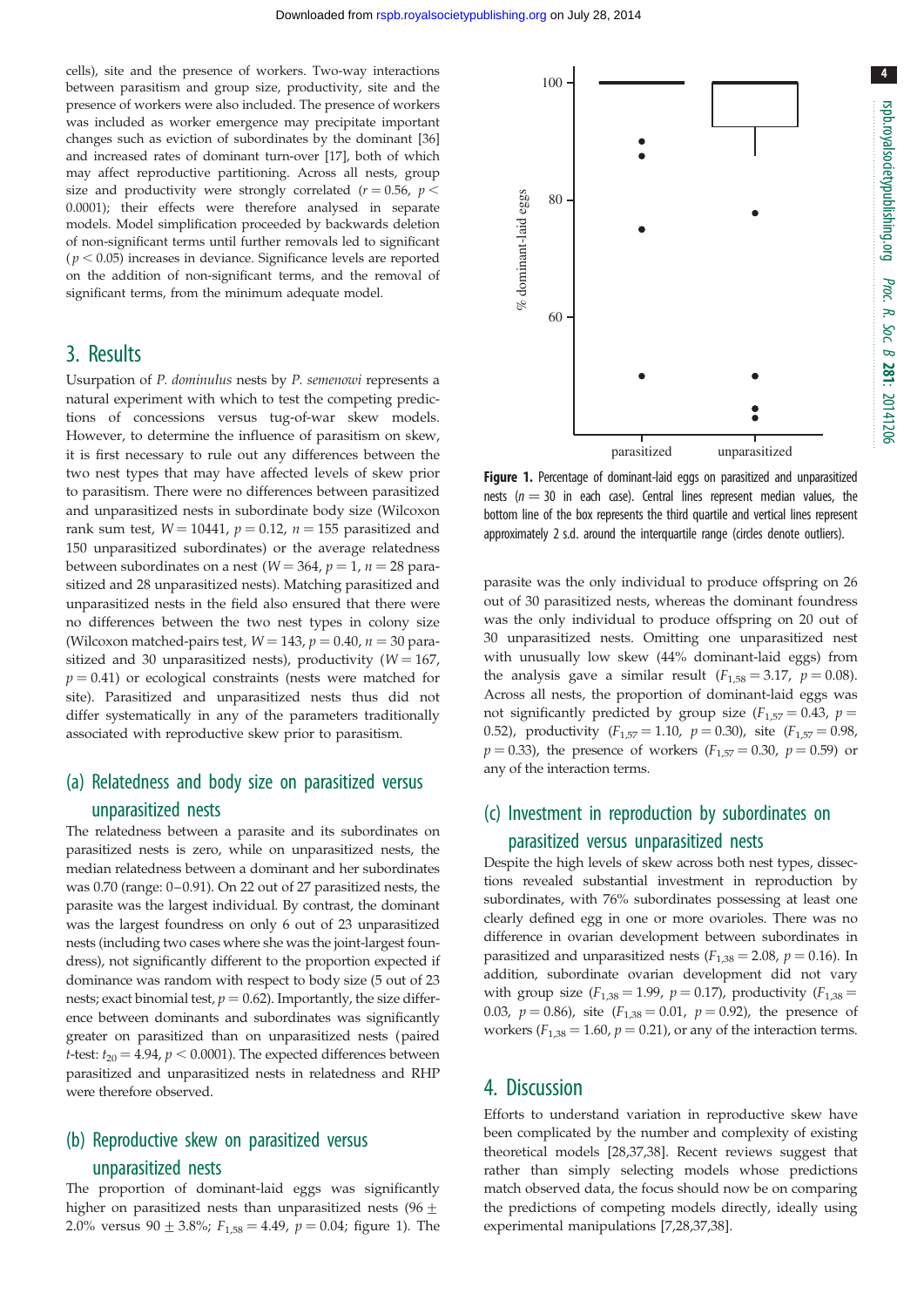cells), site and the presence of workers. Two-way interactions between parasitism and group size, productivity, site and the presence of workers were also included. The presence of workers was included as worker emergence may precipitate important changes such as eviction of subordinates by the dominant [36] and increased rates of dominant turn-over [17], both of which may affect reproductive partitioning. Across all nests, group size and productivity were strongly correlated ($r = 0.56$, $p < 0.0001$); their effects were therefore analysed in separate models. Model simplification proceeded by backwards deletion of non-significant terms until further removals led to significant ($p < 0.05$) increases in deviance. Significance levels are reported on the addition of non-significant terms, and the removal of significant terms, from the minimum adequate model.

## 3. Results

Usurpation of *P. dominulus* nests by *P. semenowi* represents a natural experiment with which to test the competing predictions of concessions versus tug-of-war skew models. However, to determine the influence of parasitism on skew, it is first necessary to rule out any differences between the two nest types that may have affected levels of skew prior to parasitism. There were no differences between parasitized and unparasitized nests in subordinate body size (Wilcoxon rank sum test, $W = 10441$, $p = 0.12$, $n = 155$ parasitized and 150 unparasitized subordinates) or the average relatedness between subordinates on a nest ($W = 364$, $p = 1$, $n = 28$ parasitized and 28 unparasitized nests). Matching parasitized and unparasitized nests in the field also ensured that there were no differences between the two nest types in colony size (Wilcoxon matched-pairs test, $W = 143$, $p = 0.40$, $n = 30$ parasitized and 30 unparasitized nests), productivity ($W = 167$, $p = 0.41$) or ecological constraints (nests were matched for site). Parasitized and unparasitized nests thus did not differ systematically in any of the parameters traditionally associated with reproductive skew prior to parasitism.

### (a) Relatedness and body size on parasitized versus unparasitized nests

The relatedness between a parasite and its subordinates on parasitized nests is zero, while on unparasitized nests, the median relatedness between a dominant and her subordinates was 0.70 (range: 0–0.91). On 22 out of 27 parasitized nests, the parasite was the largest individual. By contrast, the dominant was the largest foundress on only 6 out of 23 unparasitized nests (including two cases where she was the joint-largest foundress), not significantly different to the proportion expected if dominance was random with respect to body size (5 out of 23 nests; exact binomial test, $p = 0.62$). Importantly, the size difference between dominants and subordinates was significantly greater on parasitized than on unparasitized nests (paired $t$-test: $t_{20} = 4.94$, $p < 0.0001$). The expected differences between parasitized and unparasitized nests in relatedness and RHP were therefore observed.

### (b) Reproductive skew on parasitized versus unparasitized nests

The proportion of dominant-laid eggs was significantly higher on parasitized nests than unparasitized nests ($96 \pm 2.0\%$ versus $90 \pm 3.8\%$; $F_{1,58} = 4.49$, $p = 0.04$; figure 1). The parasite was the only individual to produce offspring on 26 out of 30 parasitized nests, whereas the dominant foundress was the only individual to produce offspring on 20 out of 30 unparasitized nests. Omitting one unparasitized nest with unusually low skew (44% dominant-laid eggs) from the analysis gave a similar result ($F_{1,58} = 3.17$, $p = 0.08$). Across all nests, the proportion of dominant-laid eggs was not significantly predicted by group size ($F_{1,57} = 0.43$, $p = 0.52$), productivity ($F_{1,57} = 1.10$, $p = 0.30$), site ($F_{1,57} = 0.98$, $p = 0.33$), the presence of workers ($F_{1,57} = 0.30$, $p = 0.59$) or any of the interaction terms.

Figure 1. Percentage of dominant-laid eggs on parasitized and unparasitized nests ($n = 30$ in each case). Central lines represent median values, the bottom line of the box represents the third quartile and vertical lines represent approximately 2 s.d. around the interquartile range (circles denote outliers).

### (c) Investment in reproduction by subordinates on parasitized versus unparasitized nests

Despite the high levels of skew across both nest types, dissections revealed substantial investment in reproduction by subordinates, with 76% subordinates possessing at least one clearly defined egg in one or more ovarioles. There was no difference in ovarian development between subordinates in parasitized and unparasitized nests ($F_{1,38} = 2.08$, $p = 0.16$). In addition, subordinate ovarian development did not vary with group size ($F_{1,38} = 1.99$, $p = 0.17$), productivity ($F_{1,38} = 0.03$, $p = 0.86$), site ($F_{1,38} = 0.01$, $p = 0.92$), the presence of workers ($F_{1,38} = 1.60$, $p = 0.21$), or any of the interaction terms.

## 4. Discussion

Efforts to understand variation in reproductive skew have been complicated by the number and complexity of existing theoretical models [28,37,38]. Recent reviews suggest that rather than simply selecting models whose predictions match observed data, the focus should now be on comparing the predictions of competing models directly, ideally using experimental manipulations [7,28,37,38].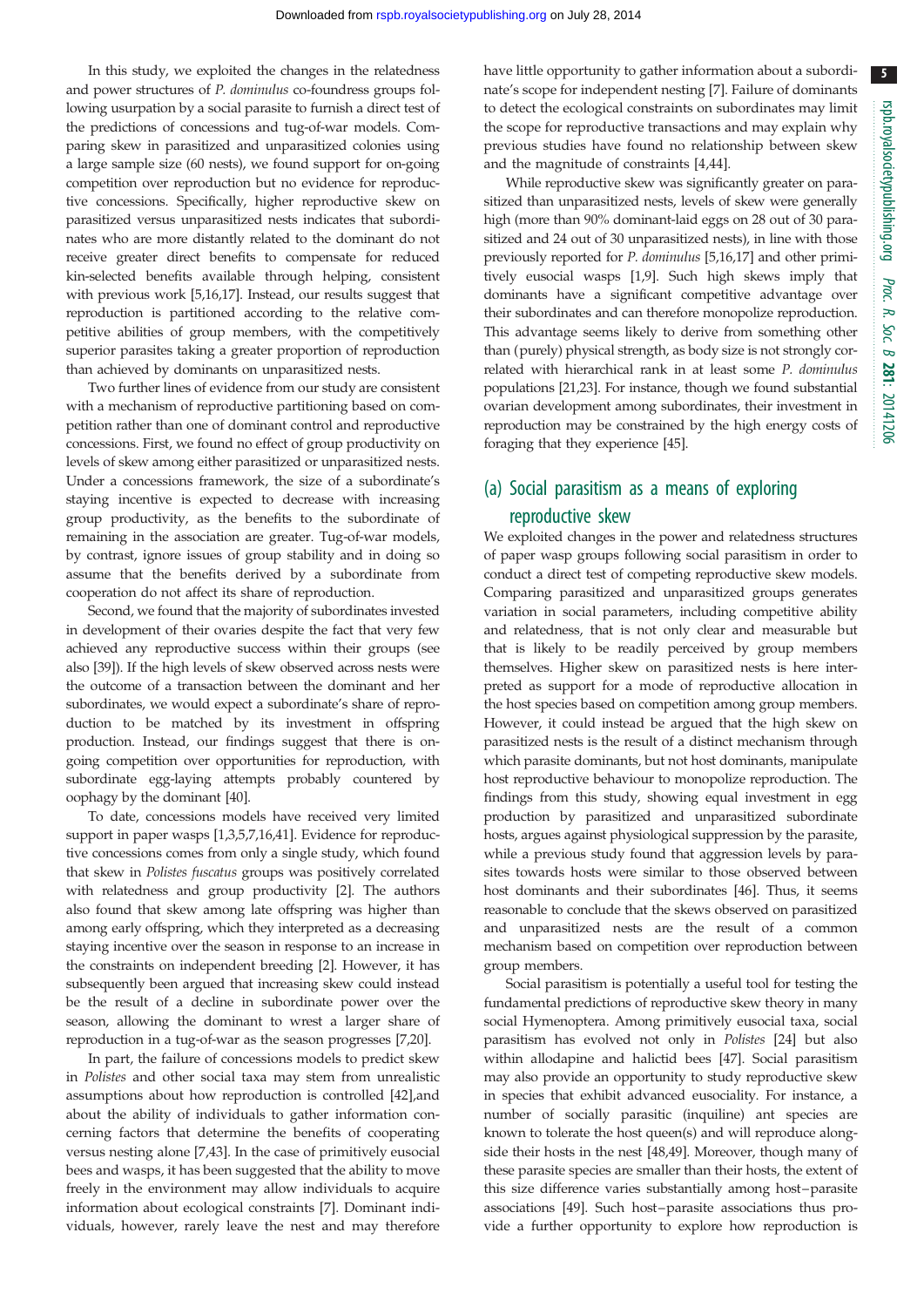In this study, we exploited the changes in the relatedness and power structures of *P. dominulus* co-foundress groups following usurpation by a social parasite to furnish a direct test of the predictions of concessions and tug-of-war models. Comparing skew in parasitized and unparasitized colonies using a large sample size (60 nests), we found support for on-going competition over reproduction but no evidence for reproductive concessions. Specifically, higher reproductive skew on parasitized versus unparasitized nests indicates that subordinates who are more distantly related to the dominant do not receive greater direct benefits to compensate for reduced kin-selected benefits available through helping, consistent with previous work [5,16,17]. Instead, our results suggest that reproduction is partitioned according to the relative competitive abilities of group members, with the competitively superior parasites taking a greater proportion of reproduction than achieved by dominants on unparasitized nests.

Two further lines of evidence from our study are consistent with a mechanism of reproductive partitioning based on competition rather than one of dominant control and reproductive concessions. First, we found no effect of group productivity on levels of skew among either parasitized or unparasitized nests. Under a concessions framework, the size of a subordinate's staying incentive is expected to decrease with increasing group productivity, as the benefits to the subordinate of remaining in the association are greater. Tug-of-war models, by contrast, ignore issues of group stability and in doing so assume that the benefits derived by a subordinate from cooperation do not affect its share of reproduction.

Second, we found that the majority of subordinates invested in development of their ovaries despite the fact that very few achieved any reproductive success within their groups (see also [39]). If the high levels of skew observed across nests were the outcome of a transaction between the dominant and her subordinates, we would expect a subordinate's share of reproduction to be matched by its investment in offspring production. Instead, our findings suggest that there is on-going competition over opportunities for reproduction, with subordinate egg-laying attempts probably countered by oophagy by the dominant [40].

To date, concessions models have received very limited support in paper wasps [1,3,5,7,16,41]. Evidence for reproductive concessions comes from only a single study, which found that skew in *Polistes fuscatus* groups was positively correlated with relatedness and group productivity [2]. The authors also found that skew among late offspring was higher than among early offspring, which they interpreted as a decreasing staying incentive over the season in response to an increase in the constraints on independent breeding [2]. However, it has subsequently been argued that increasing skew could instead be the result of a decline in subordinate power over the season, allowing the dominant to wrest a larger share of reproduction in a tug-of-war as the season progresses [7,20].

In part, the failure of concessions models to predict skew in *Polistes* and other social taxa may stem from unrealistic assumptions about how reproduction is controlled [42],and about the ability of individuals to gather information concerning factors that determine the benefits of cooperating versus nesting alone [7,43]. In the case of primitively eusocial bees and wasps, it has been suggested that the ability to move freely in the environment may allow individuals to acquire information about ecological constraints [7]. Dominant individuals, however, rarely leave the nest and may therefore have little opportunity to gather information about a subordinate's scope for independent nesting [7]. Failure of dominants to detect the ecological constraints on subordinates may limit the scope for reproductive transactions and may explain why previous studies have found no relationship between skew and the magnitude of constraints [4,44].

While reproductive skew was significantly greater on parasitized than unparasitized nests, levels of skew were generally high (more than 90% dominant-laid eggs on 28 out of 30 parasitized and 24 out of 30 unparasitized nests), in line with those previously reported for *P. dominulus* [5,16,17] and other primitively eusocial wasps [1,9]. Such high skews imply that dominants have a significant competitive advantage over their subordinates and can therefore monopolize reproduction. This advantage seems likely to derive from something other than (purely) physical strength, as body size is not strongly correlated with hierarchical rank in at least some *P. dominulus* populations [21,23]. For instance, though we found substantial ovarian development among subordinates, their investment in reproduction may be constrained by the high energy costs of foraging that they experience [45].

## (a) Social parasitism as a means of exploring reproductive skew

We exploited changes in the power and relatedness structures of paper wasp groups following social parasitism in order to conduct a direct test of competing reproductive skew models. Comparing parasitized and unparasitized groups generates variation in social parameters, including competitive ability and relatedness, that is not only clear and measurable but that is likely to be readily perceived by group members themselves. Higher skew on parasitized nests is here interpreted as support for a mode of reproductive allocation in the host species based on competition among group members. However, it could instead be argued that the high skew on parasitized nests is the result of a distinct mechanism through which parasite dominants, but not host dominants, manipulate host reproductive behaviour to monopolize reproduction. The findings from this study, showing equal investment in egg production by parasitized and unparasitized subordinate hosts, argues against physiological suppression by the parasite, while a previous study found that aggression levels by parasites towards hosts were similar to those observed between host dominants and their subordinates [46]. Thus, it seems reasonable to conclude that the skews observed on parasitized and unparasitized nests are the result of a common mechanism based on competition over reproduction between group members.

Social parasitism is potentially a useful tool for testing the fundamental predictions of reproductive skew theory in many social Hymenoptera. Among primitively eusocial taxa, social parasitism has evolved not only in *Polistes* [24] but also within allodapine and halictid bees [47]. Social parasitism may also provide an opportunity to study reproductive skew in species that exhibit advanced eusociality. For instance, a number of socially parasitic (inquiline) ant species are known to tolerate the host queen(s) and will reproduce alongside their hosts in the nest [48,49]. Moreover, though many of these parasite species are smaller than their hosts, the extent of this size difference varies substantially among host–parasite associations [49]. Such host–parasite associations thus provide a further opportunity to explore how reproduction is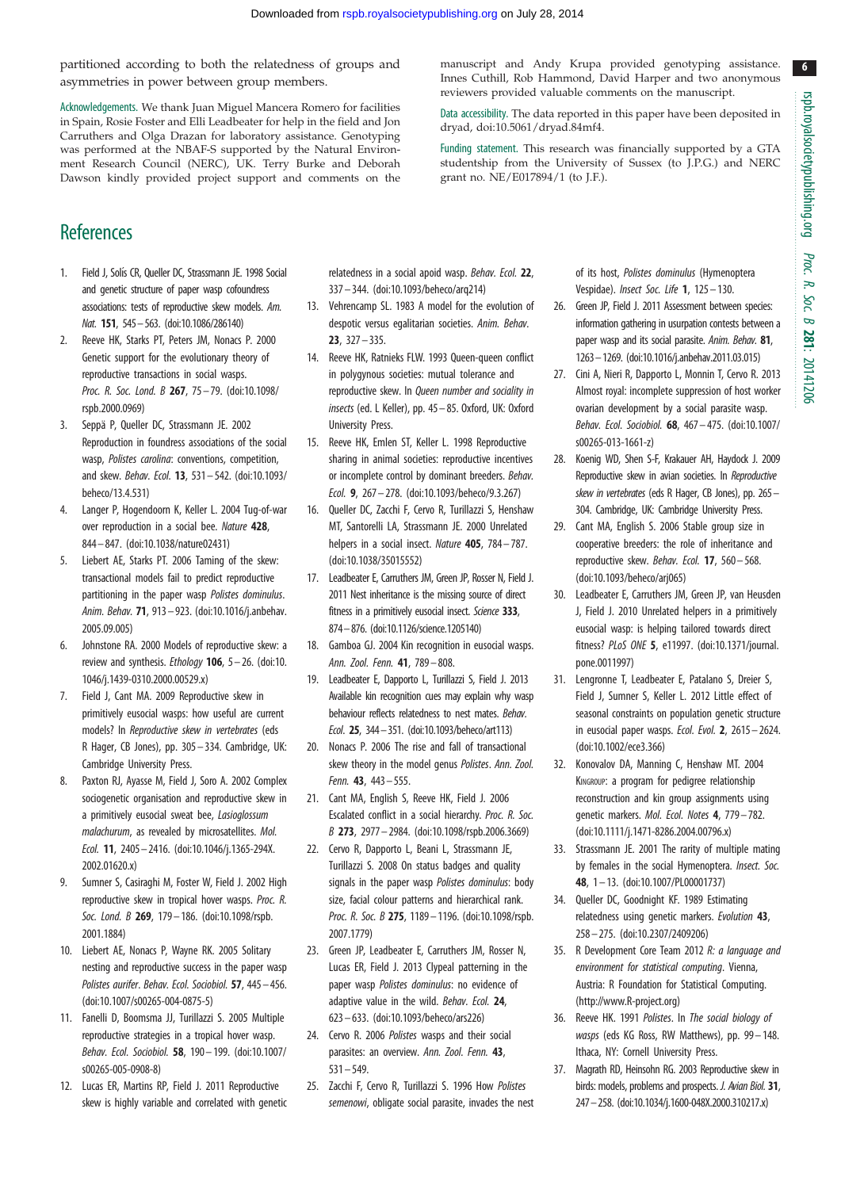partitioned according to both the relatedness of groups and asymmetries in power between group members.

Acknowledgements. We thank Juan Miguel Mancera Romero for facilities in Spain, Rosie Foster and Elli Leadbeater for help in the field and Jon Carruthers and Olga Drazan for laboratory assistance. Genotyping was performed at the NBAF-S supported by the Natural Environment Research Council (NERC), UK. Terry Burke and Deborah Dawson kindly provided project support and comments on the manuscript and Andy Krupa provided genotyping assistance. Innes Cuthill, Rob Hammond, David Harper and two anonymous reviewers provided valuable comments on the manuscript.

Data accessibility. The data reported in this paper have been deposited in dryad, doi:10.5061/dryad.84mf4.

Funding statement. This research was financially supported by a GTA studentship from the University of Sussex (to J.P.G.) and NERC grant no. NE/E017894/1 (to J.F.).

# References

1. Field J, Solís CR, Queller DC, Strassmann JE. 1998 Social and genetic structure of paper wasp cofoundress associations: tests of reproductive skew models. *Am. Nat.* **151**, 545–563. (doi:10.1086/286140)
2. Reeve HK, Starks PT, Peters JM, Nonacs P. 2000 Genetic support for the evolutionary theory of reproductive transactions in social wasps. *Proc. R. Soc. Lond. B* **267**, 75–79. (doi:10.1098/rspb.2000.0969)
3. Seppä P, Queller DC, Strassmann JE. 2002 Reproduction in foundress associations of the social wasp, *Polistes carolina*: conventions, competition, and skew. *Behav. Ecol.* **13**, 531–542. (doi:10.1093/beheco/13.4.531)
4. Langer P, Hogendoorn K, Keller L. 2004 Tug-of-war over reproduction in a social bee. *Nature* **428**, 844–847. (doi:10.1038/nature02431)
5. Liebert AE, Starks PT. 2006 Taming of the skew: transactional models fail to predict reproductive partitioning in the paper wasp *Polistes dominulus*. *Anim. Behav.* **71**, 913–923. (doi:10.1016/j.anbehav.2005.09.005)
6. Johnstone RA. 2000 Models of reproductive skew: a review and synthesis. *Ethology* **106**, 5–26. (doi:10.1046/j.1439-0310.2000.00529.x)
7. Field J, Cant MA. 2009 Reproductive skew in primitively eusocial wasps: how useful are current models? In *Reproductive skew in vertebrates* (eds R Hager, CB Jones), pp. 305–334. Cambridge, UK: Cambridge University Press.
8. Paxton RJ, Ayasse M, Field J, Soro A. 2002 Complex sociogenetic organisation and reproductive skew in a primitively eusocial sweat bee, *Lasioglossum malachurum*, as revealed by microsatellites. *Mol. Ecol.* **11**, 2405–2416. (doi:10.1046/j.1365-294X.2002.01620.x)
9. Sumner S, Casiraghi M, Foster W, Field J. 2002 High reproductive skew in tropical hover wasps. *Proc. R. Soc. Lond. B* **269**, 179–186. (doi:10.1098/rspb.2001.1884)
10. Liebert AE, Nonacs P, Wayne RK. 2005 Solitary nesting and reproductive success in the paper wasp *Polistes aurifer*. *Behav. Ecol. Sociobiol.* **57**, 445–456. (doi:10.1007/s00265-004-0875-5)
11. Fanelli D, Boomsma JJ, Turillazzi S. 2005 Multiple reproductive strategies in a tropical hover wasp. *Behav. Ecol. Sociobiol.* **58**, 190–199. (doi:10.1007/s00265-005-0908-8)
12. Lucas ER, Martins RP, Field J. 2011 Reproductive skew is highly variable and correlated with genetic relatedness in a social apoid wasp. *Behav. Ecol.* **22**, 337–344. (doi:10.1093/beheco/arq214)
13. Vehrencamp SL. 1983 A model for the evolution of despotic versus egalitarian societies. *Anim. Behav.* **23**, 327–335.
14. Reeve HK, Ratnieks FLW. 1993 Queen-queen conflict in polygynous societies: mutual tolerance and reproductive skew. In *Queen number and sociality in insects* (ed. L Keller), pp. 45–85. Oxford, UK: Oxford University Press.
15. Reeve HK, Emlen ST, Keller L. 1998 Reproductive sharing in animal societies: reproductive incentives or incomplete control by dominant breeders. *Behav. Ecol.* **9**, 267–278. (doi:10.1093/beheco/9.3.267)
16. Queller DC, Zacchi F, Cervo R, Turillazzi S, Henshaw MT, Santorelli LA, Strassmann JE. 2000 Unrelated helpers in a social insect. *Nature* **405**, 784–787. (doi:10.1038/35015552)
17. Leadbeater E, Carruthers JM, Green JP, Rosser N, Field J. 2011 Nest inheritance is the missing source of direct fitness in a primitively eusocial insect. *Science* **333**, 874–876. (doi:10.1126/science.1205140)
18. Gamboa GJ. 2004 Kin recognition in eusocial wasps. *Ann. Zool. Fenn.* **41**, 789–808.
19. Leadbeater E, Dapporto L, Turillazzi S, Field J. 2013 Available kin recognition cues may explain why wasp behaviour reflects relatedness to nest mates. *Behav. Ecol.* **25**, 344–351. (doi:10.1093/beheco/art113)
20. Nonacs P. 2006 The rise and fall of transactional skew theory in the model genus *Polistes*. *Ann. Zool. Fenn.* **43**, 443–555.
21. Cant MA, English S, Reeve HK, Field J. 2006 Escalated conflict in a social hierarchy. *Proc. R. Soc. B* **273**, 2977–2984. (doi:10.1098/rspb.2006.3669)
22. Cervo R, Dapporto L, Beani L, Strassmann JE, Turillazzi S. 2008 On status badges and quality signals in the paper wasp *Polistes dominulus*: body size, facial colour patterns and hierarchical rank. *Proc. R. Soc. B* **275**, 1189–1196. (doi:10.1098/rspb.2007.1779)
23. Green JP, Leadbeater E, Carruthers JM, Rosser N, Lucas ER, Field J. 2013 Clypeal patterning in the paper wasp *Polistes dominulus*: no evidence of adaptive value in the wild. *Behav. Ecol.* **24**, 623–633. (doi:10.1093/beheco/ars226)
24. Cervo R. 2006 *Polistes* wasps and their social parasites: an overview. *Ann. Zool. Fenn.* **43**, 531–549.
25. Zacchi F, Cervo R, Turillazzi S. 1996 How *Polistes semenowi*, obligate social parasite, invades the nest of its host, *Polistes dominulus* (Hymenoptera Vespidae). *Insect Soc. Life* **1**, 125–130.
26. Green JP, Field J. 2011 Assessment between species: information gathering in usurpation contests between a paper wasp and its social parasite. *Anim. Behav.* **81**, 1263–1269. (doi:10.1016/j.anbehav.2011.03.015)
27. Cini A, Nieri R, Dapporto L, Monnin T, Cervo R. 2013 Almost royal: incomplete suppression of host worker ovarian development by a social parasite wasp. *Behav. Ecol. Sociobiol.* **68**, 467–475. (doi:10.1007/s00265-013-1661-z)
28. Koenig WD, Shen S-F, Krakauer AH, Haydock J. 2009 Reproductive skew in avian societies. In *Reproductive skew in vertebrates* (eds R Hager, CB Jones), pp. 265–304. Cambridge, UK: Cambridge University Press.
29. Cant MA, English S. 2006 Stable group size in cooperative breeders: the role of inheritance and reproductive skew. *Behav. Ecol.* **17**, 560–568. (doi:10.1093/beheco/arj065)
30. Leadbeater E, Carruthers JM, Green JP, van Heusden J, Field J. 2010 Unrelated helpers in a primitively eusocial wasp: is helping tailored towards direct fitness? *PLoS ONE* **5**, e11997. (doi:10.1371/journal.pone.0011997)
31. Lengronne T, Leadbeater E, Patalano S, Dreier S, Field J, Sumner S, Keller L. 2012 Little effect of seasonal constraints on population genetic structure in eusocial paper wasps. *Ecol. Evol.* **2**, 2615–2624. (doi:10.1002/ece3.366)
32. Konovalov DA, Manning C, Henshaw MT. 2004 KINGROUP: a program for pedigree relationship reconstruction and kin group assignments using genetic markers. *Mol. Ecol. Notes* **4**, 779–782. (doi:10.1111/j.1471-8286.2004.00796.x)
33. Strassmann JE. 2001 The rarity of multiple mating by females in the social Hymenoptera. *Insect. Soc.* **48**, 1–13. (doi:10.1007/PL00001737)
34. Queller DC, Goodnight KF. 1989 Estimating relatedness using genetic markers. *Evolution* **43**, 258–275. (doi:10.2307/2409206)
35. R Development Core Team 2012 *R: a language and environment for statistical computing*. Vienna, Austria: R Foundation for Statistical Computing. (http://www.R-project.org)
36. Reeve HK. 1991 *Polistes*. In *The social biology of wasps* (eds KG Ross, RW Matthews), pp. 99–148. Ithaca, NY: Cornell University Press.
37. Magrath RD, Heinsohn RG. 2003 Reproductive skew in birds: models, problems and prospects. *J. Avian Biol.* **31**, 247–258. (doi:10.1034/j.1600-048X.2000.310217.x)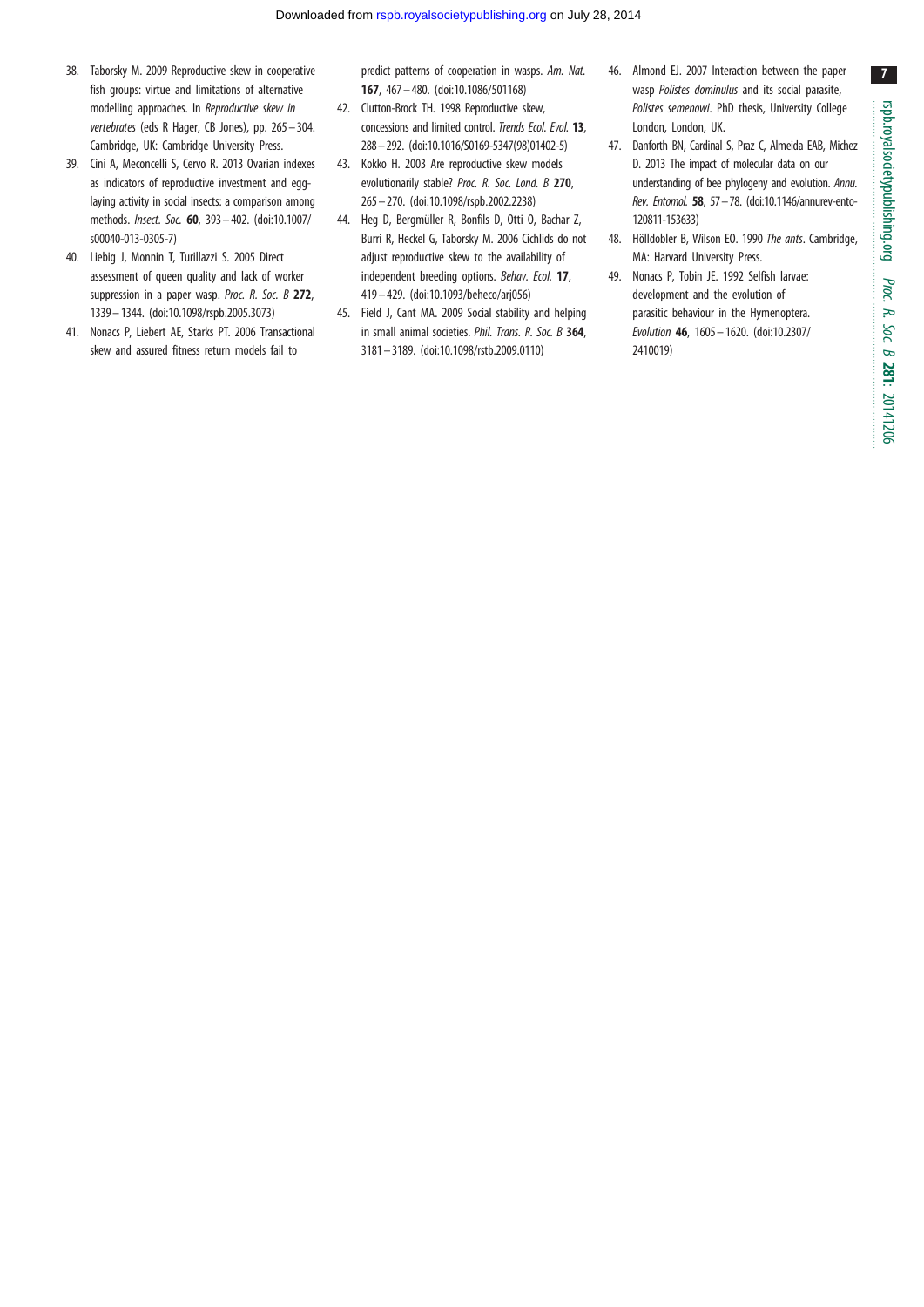38. Taborsky M. 2009 Reproductive skew in cooperative fish groups: virtue and limitations of alternative modelling approaches. In *Reproductive skew in vertebrates* (eds R Hager, CB Jones), pp. 265–304. Cambridge, UK: Cambridge University Press.
39. Cini A, Meconcelli S, Cervo R. 2013 Ovarian indexes as indicators of reproductive investment and egg-laying activity in social insects: a comparison among methods. *Insect. Soc.* **60**, 393–402. (doi:10.1007/s00040-013-0305-7)
40. Liebig J, Monnin T, Turillazzi S. 2005 Direct assessment of queen quality and lack of worker suppression in a paper wasp. *Proc. R. Soc. B* **272**, 1339–1344. (doi:10.1098/rspb.2005.3073)
41. Nonacs P, Liebert AE, Starks PT. 2006 Transactional skew and assured fitness return models fail to predict patterns of cooperation in wasps. *Am. Nat.* **167**, 467–480. (doi:10.1086/501168)
42. Clutton-Brock TH. 1998 Reproductive skew, concessions and limited control. *Trends Ecol. Evol.* **13**, 288–292. (doi:10.1016/S0169-5347(98)01402-5)
43. Kokko H. 2003 Are reproductive skew models evolutionarily stable? *Proc. R. Soc. Lond. B* **270**, 265–270. (doi:10.1098/rspb.2002.2238)
44. Heg D, Bergmüller R, Bonfils D, Otti O, Bachar Z, Burri R, Heckel G, Taborsky M. 2006 Cichlids do not adjust reproductive skew to the availability of independent breeding options. *Behav. Ecol.* **17**, 419–429. (doi:10.1093/beheco/arj056)
45. Field J, Cant MA. 2009 Social stability and helping in small animal societies. *Phil. Trans. R. Soc. B* **364**, 3181–3189. (doi:10.1098/rstb.2009.0110)
46. Almond EJ. 2007 Interaction between the paper wasp *Polistes dominulus* and its social parasite, *Polistes semenowi*. PhD thesis, University College London, London, UK.
47. Danforth BN, Cardinal S, Praz C, Almeida EAB, Michez D. 2013 The impact of molecular data on our understanding of bee phylogeny and evolution. *Annu. Rev. Entomol.* **58**, 57–78. (doi:10.1146/annurev-ento-120811-153633)
48. Hölldobler B, Wilson EO. 1990 *The ants*. Cambridge, MA: Harvard University Press.
49. Nonacs P, Tobin JE. 1992 Selfish larvae: development and the evolution of parasitic behaviour in the Hymenoptera. *Evolution* **46**, 1605–1620. (doi:10.2307/2410019)